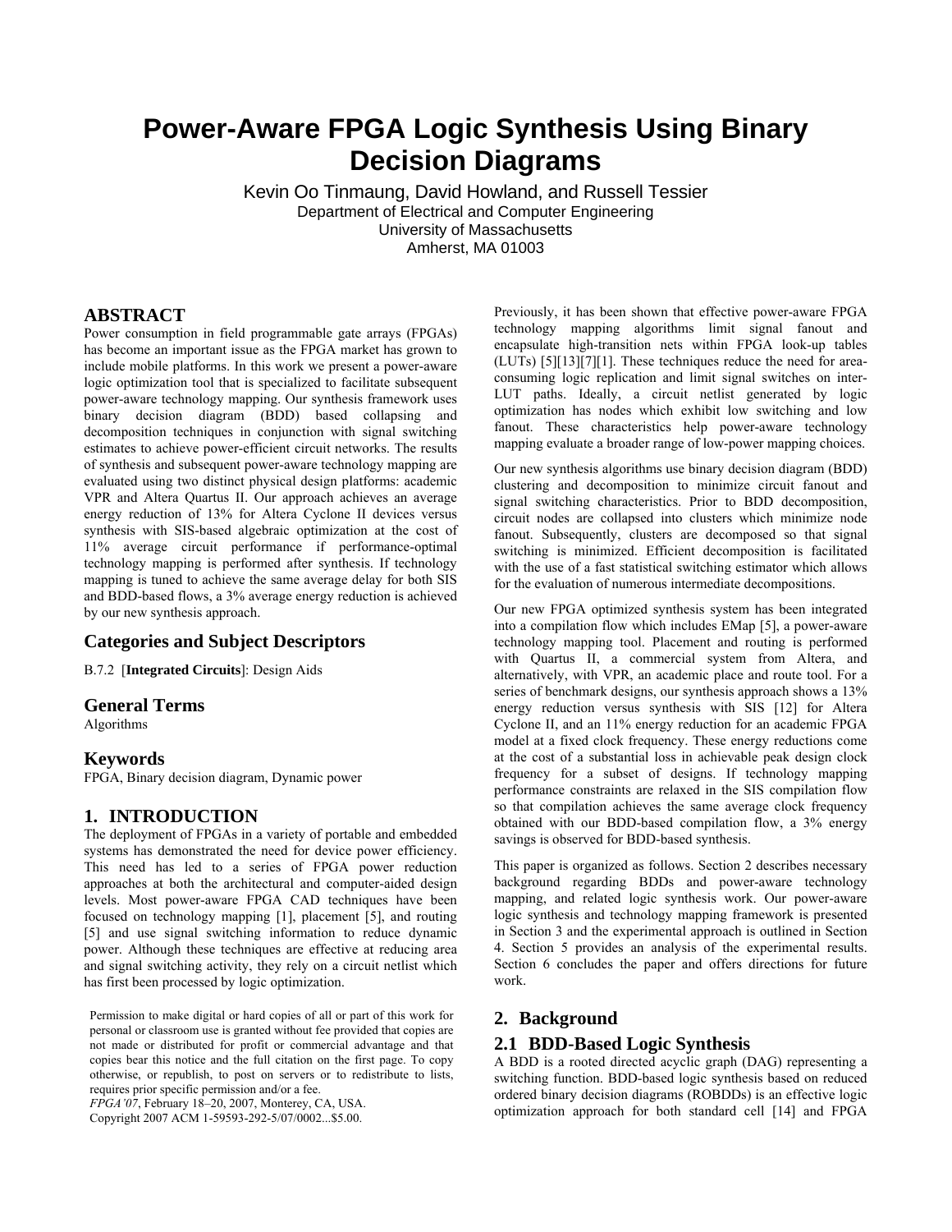# Power-Aware FPGA Logic Synthesis Using Binary Decision Diagrams

Kevin Oo Tinmaung, David Howland, and Russell Tessier
Department of Electrical and Computer Engineering
University of Massachusetts
Amherst, MA 01003

## ABSTRACT

Power consumption in field programmable gate arrays (FPGAs) has become an important issue as the FPGA market has grown to include mobile platforms. In this work we present a power-aware logic optimization tool that is specialized to facilitate subsequent power-aware technology mapping. Our synthesis framework uses binary decision diagram (BDD) based collapsing and decomposition techniques in conjunction with signal switching estimates to achieve power-efficient circuit networks. The results of synthesis and subsequent power-aware technology mapping are evaluated using two distinct physical design platforms: academic VPR and Altera Quartus II. Our approach achieves an average energy reduction of 13% for Altera Cyclone II devices versus synthesis with SIS-based algebraic optimization at the cost of 11% average circuit performance if performance-optimal technology mapping is performed after synthesis. If technology mapping is tuned to achieve the same average delay for both SIS and BDD-based flows, a 3% average energy reduction is achieved by our new synthesis approach.

## Categories and Subject Descriptors

B.7.2 [**Integrated Circuits**]: Design Aids

## General Terms

Algorithms

## Keywords

FPGA, Binary decision diagram, Dynamic power

## 1. INTRODUCTION

The deployment of FPGAs in a variety of portable and embedded systems has demonstrated the need for device power efficiency. This need has led to a series of FPGA power reduction approaches at both the architectural and computer-aided design levels. Most power-aware FPGA CAD techniques have been focused on technology mapping [1], placement [5], and routing [5] and use signal switching information to reduce dynamic power. Although these techniques are effective at reducing area and signal switching activity, they rely on a circuit netlist which has first been processed by logic optimization.

Permission to make digital or hard copies of all or part of this work for personal or classroom use is granted without fee provided that copies are not made or distributed for profit or commercial advantage and that copies bear this notice and the full citation on the first page. To copy otherwise, or republish, to post on servers or to redistribute to lists, requires prior specific permission and/or a fee.
*FPGA'07*, February 18–20, 2007, Monterey, CA, USA.
Copyright 2007 ACM 1-59593-292-5/07/0002...$5.00.

Previously, it has been shown that effective power-aware FPGA technology mapping algorithms limit signal fanout and encapsulate high-transition nets within FPGA look-up tables (LUTs) [5][13][7][1]. These techniques reduce the need for area-consuming logic replication and limit signal switches on inter-LUT paths. Ideally, a circuit netlist generated by logic optimization has nodes which exhibit low switching and low fanout. These characteristics help power-aware technology mapping evaluate a broader range of low-power mapping choices.

Our new synthesis algorithms use binary decision diagram (BDD) clustering and decomposition to minimize circuit fanout and signal switching characteristics. Prior to BDD decomposition, circuit nodes are collapsed into clusters which minimize node fanout. Subsequently, clusters are decomposed so that signal switching is minimized. Efficient decomposition is facilitated with the use of a fast statistical switching estimator which allows for the evaluation of numerous intermediate decompositions.

Our new FPGA optimized synthesis system has been integrated into a compilation flow which includes EMap [5], a power-aware technology mapping tool. Placement and routing is performed with Quartus II, a commercial system from Altera, and alternatively, with VPR, an academic place and route tool. For a series of benchmark designs, our synthesis approach shows a 13% energy reduction versus synthesis with SIS [12] for Altera Cyclone II, and an 11% energy reduction for an academic FPGA model at a fixed clock frequency. These energy reductions come at the cost of a substantial loss in achievable peak design clock frequency for a subset of designs. If technology mapping performance constraints are relaxed in the SIS compilation flow so that compilation achieves the same average clock frequency obtained with our BDD-based compilation flow, a 3% energy savings is observed for BDD-based synthesis.

This paper is organized as follows. Section 2 describes necessary background regarding BDDs and power-aware technology mapping, and related logic synthesis work. Our power-aware logic synthesis and technology mapping framework is presented in Section 3 and the experimental approach is outlined in Section 4. Section 5 provides an analysis of the experimental results. Section 6 concludes the paper and offers directions for future work.

## 2. Background

### 2.1 BDD-Based Logic Synthesis

A BDD is a rooted directed acyclic graph (DAG) representing a switching function. BDD-based logic synthesis based on reduced ordered binary decision diagrams (ROBDDs) is an effective logic optimization approach for both standard cell [14] and FPGA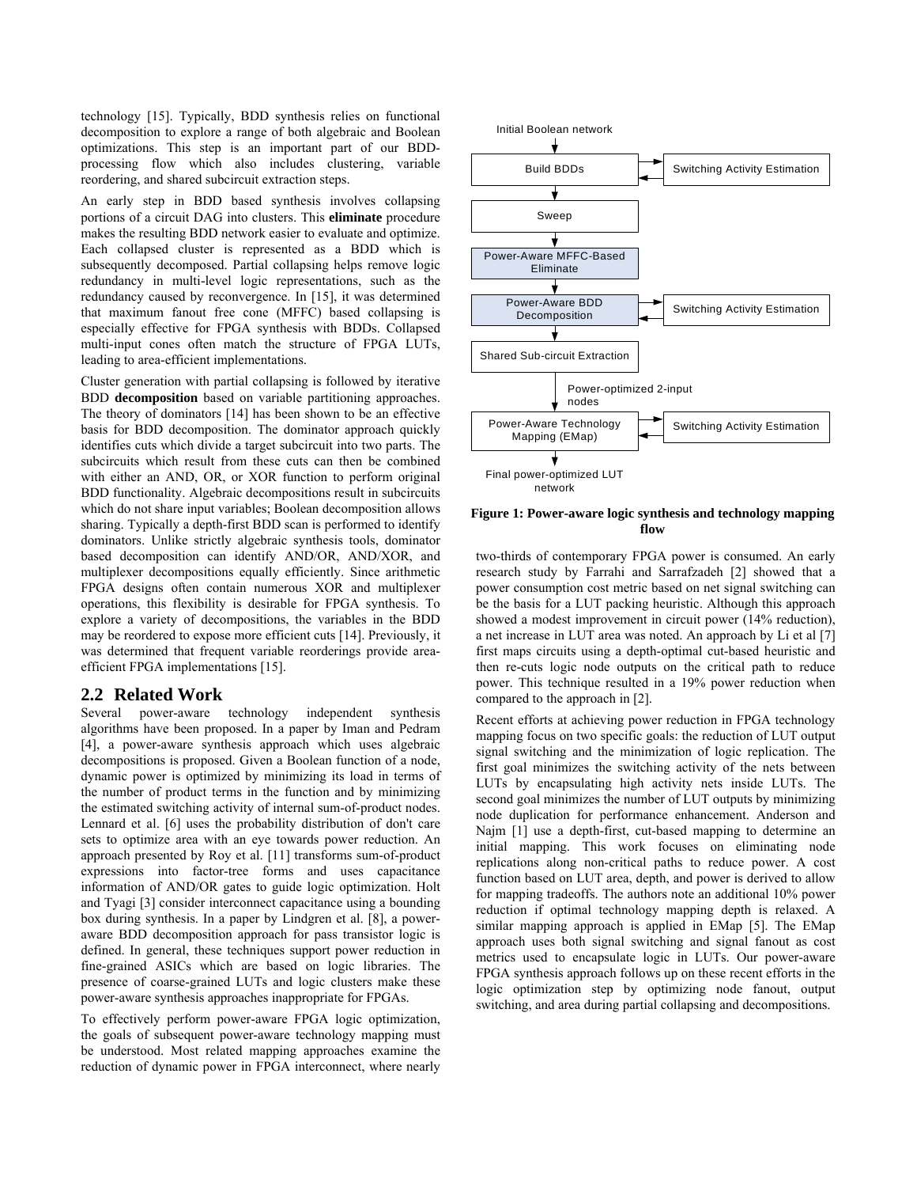technology [15]. Typically, BDD synthesis relies on functional decomposition to explore a range of both algebraic and Boolean optimizations. This step is an important part of our BDD-processing flow which also includes clustering, variable reordering, and shared subcircuit extraction steps.

An early step in BDD based synthesis involves collapsing portions of a circuit DAG into clusters. This **eliminate** procedure makes the resulting BDD network easier to evaluate and optimize. Each collapsed cluster is represented as a BDD which is subsequently decomposed. Partial collapsing helps remove logic redundancy in multi-level logic representations, such as the redundancy caused by reconvergence. In [15], it was determined that maximum fanout free cone (MFFC) based collapsing is especially effective for FPGA synthesis with BDDs. Collapsed multi-input cones often match the structure of FPGA LUTs, leading to area-efficient implementations.

Cluster generation with partial collapsing is followed by iterative BDD **decomposition** based on variable partitioning approaches. The theory of dominators [14] has been shown to be an effective basis for BDD decomposition. The dominator approach quickly identifies cuts which divide a target subcircuit into two parts. The subcircuits which result from these cuts can then be combined with either an AND, OR, or XOR function to perform original BDD functionality. Algebraic decompositions result in subcircuits which do not share input variables; Boolean decomposition allows sharing. Typically a depth-first BDD scan is performed to identify dominators. Unlike strictly algebraic synthesis tools, dominator based decomposition can identify AND/OR, AND/XOR, and multiplexer decompositions equally efficiently. Since arithmetic FPGA designs often contain numerous XOR and multiplexer operations, this flexibility is desirable for FPGA synthesis. To explore a variety of decompositions, the variables in the BDD may be reordered to expose more efficient cuts [14]. Previously, it was determined that frequent variable reorderings provide area-efficient FPGA implementations [15].

## 2.2 Related Work

Several power-aware technology independent synthesis algorithms have been proposed. In a paper by Iman and Pedram [4], a power-aware synthesis approach which uses algebraic decompositions is proposed. Given a Boolean function of a node, dynamic power is optimized by minimizing its load in terms of the number of product terms in the function and by minimizing the estimated switching activity of internal sum-of-product nodes. Lennard et al. [6] uses the probability distribution of don't care sets to optimize area with an eye towards power reduction. An approach presented by Roy et al. [11] transforms sum-of-product expressions into factor-tree forms and uses capacitance information of AND/OR gates to guide logic optimization. Holt and Tyagi [3] consider interconnect capacitance using a bounding box during synthesis. In a paper by Lindgren et al. [8], a power-aware BDD decomposition approach for pass transistor logic is defined. In general, these techniques support power reduction in fine-grained ASICs which are based on logic libraries. The presence of coarse-grained LUTs and logic clusters make these power-aware synthesis approaches inappropriate for FPGAs.

To effectively perform power-aware FPGA logic optimization, the goals of subsequent power-aware technology mapping must be understood. Most related mapping approaches examine the reduction of dynamic power in FPGA interconnect, where nearly two-thirds of contemporary FPGA power is consumed. An early research study by Farrahi and Sarrafzadeh [2] showed that a power consumption cost metric based on net signal switching can be the basis for a LUT packing heuristic. Although this approach showed a modest improvement in circuit power (14% reduction), a net increase in LUT area was noted. An approach by Li et al [7] first maps circuits using a depth-optimal cut-based heuristic and then re-cuts logic node outputs on the critical path to reduce power. This technique resulted in a 19% power reduction when compared to the approach in [2].

Initial Boolean network → Build BDDs (↔ Switching Activity Estimation) → Sweep → Power-Aware MFFC-Based Eliminate → Power-Aware BDD Decomposition (↔ Switching Activity Estimation) → Shared Sub-circuit Extraction → Power-optimized 2-input nodes → Power-Aware Technology Mapping (EMap) (↔ Switching Activity Estimation) → Final power-optimized LUT network

**Figure 1: Power-aware logic synthesis and technology mapping flow**

Recent efforts at achieving power reduction in FPGA technology mapping focus on two specific goals: the reduction of LUT output signal switching and the minimization of logic replication. The first goal minimizes the switching activity of the nets between LUTs by encapsulating high activity nets inside LUTs. The second goal minimizes the number of LUT outputs by minimizing node duplication for performance enhancement. Anderson and Najm [1] use a depth-first, cut-based mapping to determine an initial mapping. This work focuses on eliminating node replications along non-critical paths to reduce power. A cost function based on LUT area, depth, and power is derived to allow for mapping tradeoffs. The authors note an additional 10% power reduction if optimal technology mapping depth is relaxed. A similar mapping approach is applied in EMap [5]. The EMap approach uses both signal switching and signal fanout as cost metrics used to encapsulate logic in LUTs. Our power-aware FPGA synthesis approach follows up on these recent efforts in the logic optimization step by optimizing node fanout, output switching, and area during partial collapsing and decompositions.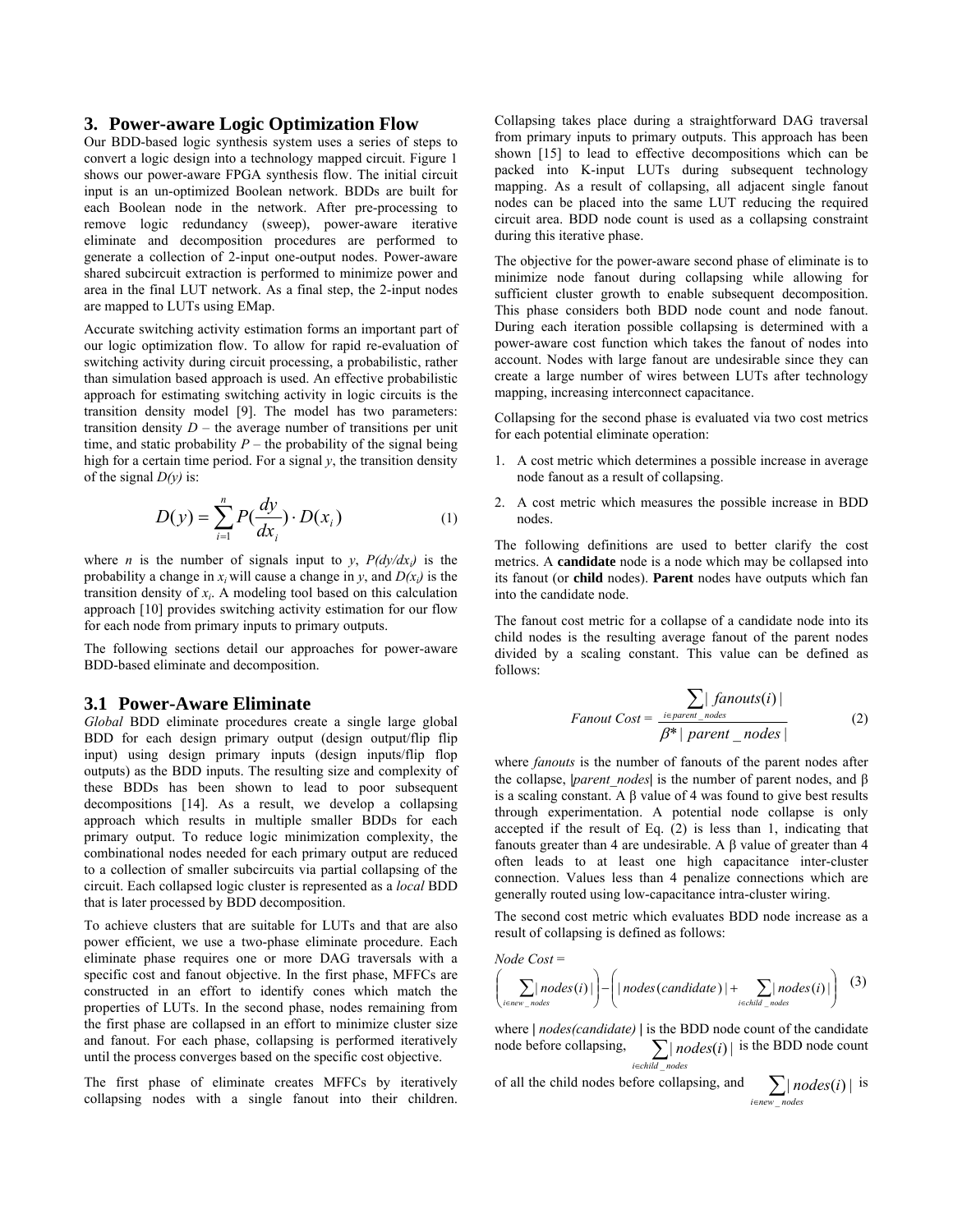## 3. Power-aware Logic Optimization Flow

Our BDD-based logic synthesis system uses a series of steps to convert a logic design into a technology mapped circuit. Figure 1 shows our power-aware FPGA synthesis flow. The initial circuit input is an un-optimized Boolean network. BDDs are built for each Boolean node in the network. After pre-processing to remove logic redundancy (sweep), power-aware iterative eliminate and decomposition procedures are performed to generate a collection of 2-input one-output nodes. Power-aware shared subcircuit extraction is performed to minimize power and area in the final LUT network. As a final step, the 2-input nodes are mapped to LUTs using EMap.

Accurate switching activity estimation forms an important part of our logic optimization flow. To allow for rapid re-evaluation of switching activity during circuit processing, a probabilistic, rather than simulation based approach is used. An effective probabilistic approach for estimating switching activity in logic circuits is the transition density model [9]. The model has two parameters: transition density $D$ – the average number of transitions per unit time, and static probability $P$ – the probability of the signal being high for a certain time period. For a signal $y$, the transition density of the signal $D(y)$ is:

$$D(y) = \sum_{i=1}^{n} P\left(\frac{dy}{dx_i}\right) \cdot D(x_i) \quad (1)$$

where $n$ is the number of signals input to $y$, $P(dy/dx_i)$ is the probability a change in $x_i$ will cause a change in $y$, and $D(x_i)$ is the transition density of $x_i$. A modeling tool based on this calculation approach [10] provides switching activity estimation for our flow for each node from primary inputs to primary outputs.

The following sections detail our approaches for power-aware BDD-based eliminate and decomposition.

### 3.1 Power-Aware Eliminate

*Global* BDD eliminate procedures create a single large global BDD for each design primary output (design output/flip flip input) using design primary inputs (design inputs/flip flop outputs) as the BDD inputs. The resulting size and complexity of these BDDs has been shown to lead to poor subsequent decompositions [14]. As a result, we develop a collapsing approach which results in multiple smaller BDDs for each primary output. To reduce logic minimization complexity, the combinational nodes needed for each primary output are reduced to a collection of smaller subcircuits via partial collapsing of the circuit. Each collapsed logic cluster is represented as a *local* BDD that is later processed by BDD decomposition.

To achieve clusters that are suitable for LUTs and that are also power efficient, we use a two-phase eliminate procedure. Each eliminate phase requires one or more DAG traversals with a specific cost and fanout objective. In the first phase, MFFCs are constructed in an effort to identify cones which match the properties of LUTs. In the second phase, nodes remaining from the first phase are collapsed in an effort to minimize cluster size and fanout. For each phase, collapsing is performed iteratively until the process converges based on the specific cost objective.

The first phase of eliminate creates MFFCs by iteratively collapsing nodes with a single fanout into their children. Collapsing takes place during a straightforward DAG traversal from primary inputs to primary outputs. This approach has been shown [15] to lead to effective decompositions which can be packed into K-input LUTs during subsequent technology mapping. As a result of collapsing, all adjacent single fanout nodes can be placed into the same LUT reducing the required circuit area. BDD node count is used as a collapsing constraint during this iterative phase.

The objective for the power-aware second phase of eliminate is to minimize node fanout during collapsing while allowing for sufficient cluster growth to enable subsequent decomposition. This phase considers both BDD node count and node fanout. During each iteration possible collapsing is determined with a power-aware cost function which takes the fanout of nodes into account. Nodes with large fanout are undesirable since they can create a large number of wires between LUTs after technology mapping, increasing interconnect capacitance.

Collapsing for the second phase is evaluated via two cost metrics for each potential eliminate operation:

1. A cost metric which determines a possible increase in average node fanout as a result of collapsing.
2. A cost metric which measures the possible increase in BDD nodes.

The following definitions are used to better clarify the cost metrics. A **candidate** node is a node which may be collapsed into its fanout (or **child** nodes). **Parent** nodes have outputs which fan into the candidate node.

The fanout cost metric for a collapse of a candidate node into its child nodes is the resulting average fanout of the parent nodes divided by a scaling constant. This value can be defined as follows:

$$\text{Fanout Cost} = \frac{\sum_{i \in parent\_nodes} |\, fanouts(i)\,|}{\beta * |\, parent\_nodes\,|} \quad (2)$$

where *fanouts* is the number of fanouts of the parent nodes after the collapse, |*parent_nodes*| is the number of parent nodes, and β is a scaling constant. A β value of 4 was found to give best results through experimentation. A potential node collapse is only accepted if the result of Eq. (2) is less than 1, indicating that fanouts greater than 4 are undesirable. A β value of greater than 4 often leads to at least one high capacitance inter-cluster connection. Values less than 4 penalize connections which are generally routed using low-capacitance intra-cluster wiring.

The second cost metric which evaluates BDD node increase as a result of collapsing is defined as follows:

$$\text{Node Cost} = \left(\sum_{i \in new\_nodes} |\, nodes(i)\,|\right) - \left(|\, nodes(candidate)\,| + \sum_{i \in child\_nodes} |\, nodes(i)\,|\right) \quad (3)$$

where | *nodes(candidate)* | is the BDD node count of the candidate node before collapsing, $\sum_{i \in child\_nodes} |\, nodes(i)\,|$ is the BDD node count of all the child nodes before collapsing, and $\sum_{i \in new\_nodes} |\, nodes(i)\,|$ is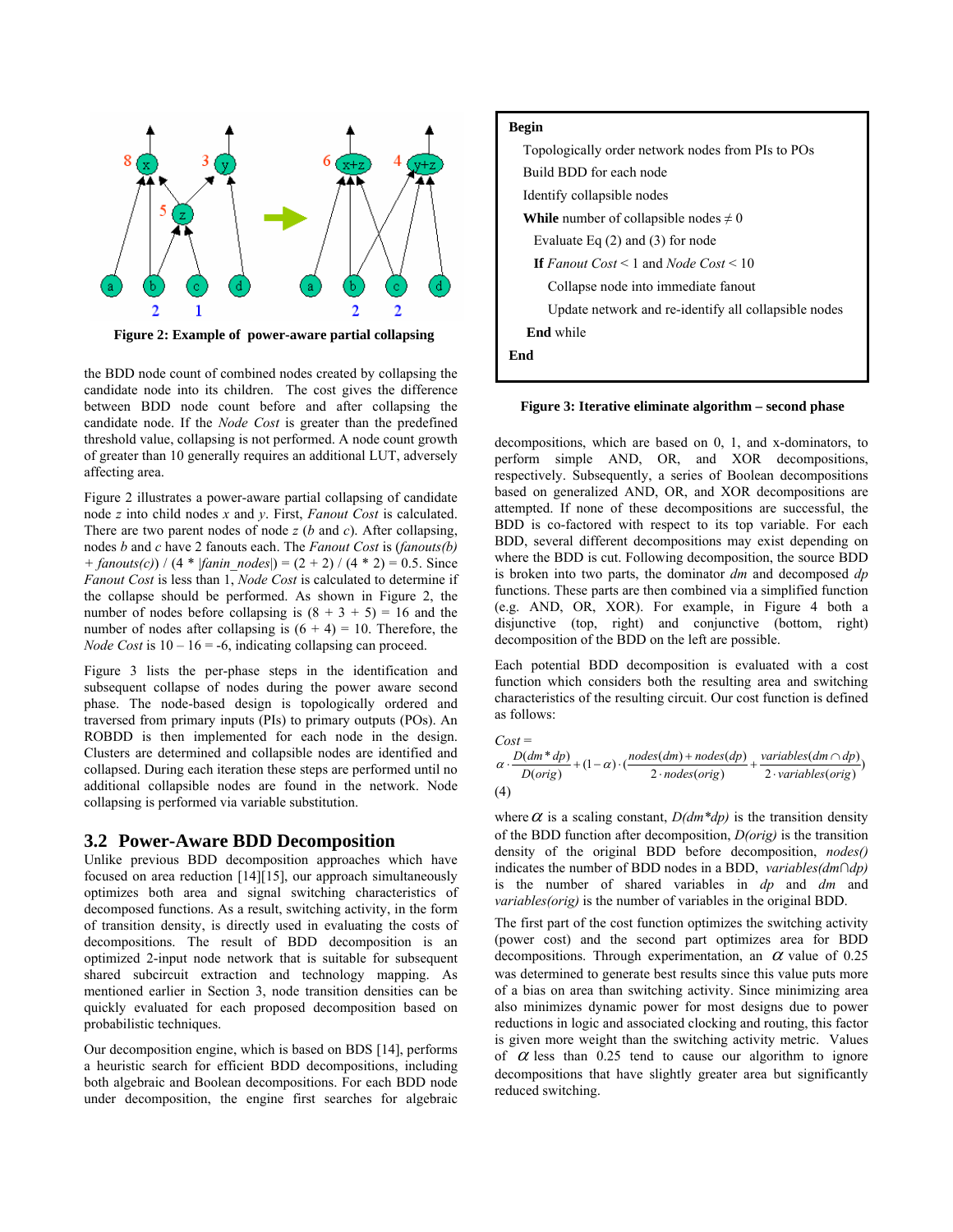Figure 2: Example of power-aware partial collapsing

the BDD node count of combined nodes created by collapsing the candidate node into its children. The cost gives the difference between BDD node count before and after collapsing the candidate node. If the *Node Cost* is greater than the predefined threshold value, collapsing is not performed. A node count growth of greater than 10 generally requires an additional LUT, adversely affecting area.

Figure 2 illustrates a power-aware partial collapsing of candidate node *z* into child nodes *x* and *y*. First, *Fanout Cost* is calculated. There are two parent nodes of node *z* (*b* and *c*). After collapsing, nodes *b* and *c* have 2 fanouts each. The *Fanout Cost* is (*fanouts(b)* + *fanouts(c)*) / (4 * |*fanin_nodes*|) = (2 + 2) / (4 * 2) = 0.5. Since *Fanout Cost* is less than 1, *Node Cost* is calculated to determine if the collapse should be performed. As shown in Figure 2, the number of nodes before collapsing is (8 + 3 + 5) = 16 and the number of nodes after collapsing is (6 + 4) = 10. Therefore, the *Node Cost* is 10 – 16 = -6, indicating collapsing can proceed.

Figure 3 lists the per-phase steps in the identification and subsequent collapse of nodes during the power aware second phase. The node-based design is topologically ordered and traversed from primary inputs (PIs) to primary outputs (POs). An ROBDD is then implemented for each node in the design. Clusters are determined and collapsible nodes are identified and collapsed. During each iteration these steps are performed until no additional collapsible nodes are found in the network. Node collapsing is performed via variable substitution.

```
Begin
  Topologically order network nodes from PIs to POs
  Build BDD for each node
  Identify collapsible nodes
  While number of collapsible nodes ≠ 0
    Evaluate Eq (2) and (3) for node
    If Fanout Cost < 1 and Node Cost < 10
      Collapse node into immediate fanout
      Update network and re-identify all collapsible nodes
  End while
End
```

Figure 3: Iterative eliminate algorithm – second phase

## 3.2 Power-Aware BDD Decomposition

Unlike previous BDD decomposition approaches which have focused on area reduction [14][15], our approach simultaneously optimizes both area and signal switching characteristics of decomposed functions. As a result, switching activity, in the form of transition density, is directly used in evaluating the costs of decompositions. The result of BDD decomposition is an optimized 2-input node network that is suitable for subsequent shared subcircuit extraction and technology mapping. As mentioned earlier in Section 3, node transition densities can be quickly evaluated for each proposed decomposition based on probabilistic techniques.

Our decomposition engine, which is based on BDS [14], performs a heuristic search for efficient BDD decompositions, including both algebraic and Boolean decompositions. For each BDD node under decomposition, the engine first searches for algebraic decompositions, which are based on 0, 1, and x-dominators, to perform simple AND, OR, and XOR decompositions, respectively. Subsequently, a series of Boolean decompositions based on generalized AND, OR, and XOR decompositions are attempted. If none of these decompositions are successful, the BDD is co-factored with respect to its top variable. For each BDD, several different decompositions may exist depending on where the BDD is cut. Following decomposition, the source BDD is broken into two parts, the dominator *dm* and decomposed *dp* functions. These parts are then combined via a simplified function (e.g. AND, OR, XOR). For example, in Figure 4 both a disjunctive (top, right) and conjunctive (bottom, right) decomposition of the BDD on the left are possible.

Each potential BDD decomposition is evaluated with a cost function which considers both the resulting area and switching characteristics of the resulting circuit. Our cost function is defined as follows:

$$Cost = \alpha \cdot \frac{D(dm * dp)}{D(orig)} + (1-\alpha)\cdot\left(\frac{nodes(dm)+nodes(dp)}{2\cdot nodes(orig)} + \frac{variables(dm \cap dp)}{2\cdot variables(orig)}\right)$$

(4)

where $\alpha$ is a scaling constant, *D(dm\*dp)* is the transition density of the BDD function after decomposition, *D(orig)* is the transition density of the original BDD before decomposition, *nodes()* indicates the number of BDD nodes in a BDD, *variables(dm∩dp)* is the number of shared variables in *dp* and *dm* and *variables(orig)* is the number of variables in the original BDD.

The first part of the cost function optimizes the switching activity (power cost) and the second part optimizes area for BDD decompositions. Through experimentation, an $\alpha$ value of 0.25 was determined to generate best results since this value puts more of a bias on area than switching activity. Since minimizing area also minimizes dynamic power for most designs due to power reductions in logic and associated clocking and routing, this factor is given more weight than the switching activity metric. Values of $\alpha$ less than 0.25 tend to cause our algorithm to ignore decompositions that have slightly greater area but significantly reduced switching.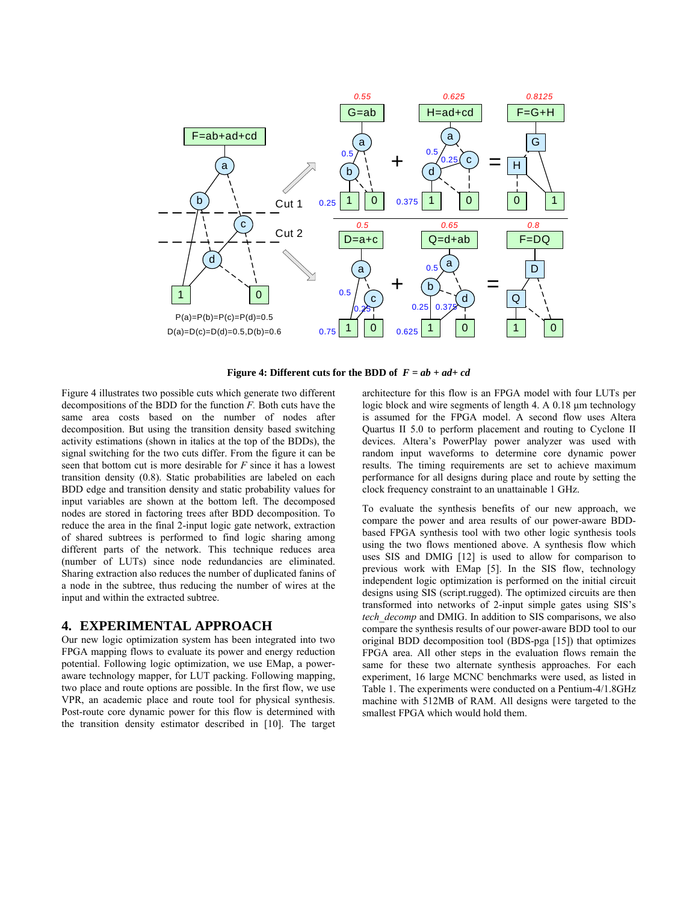**Figure 4: Different cuts for the BDD of $F = ab + ad + cd$**

Figure 4 illustrates two possible cuts which generate two different decompositions of the BDD for the function *F*. Both cuts have the same area costs based on the number of nodes after decomposition. But using the transition density based switching activity estimations (shown in italics at the top of the BDDs), the signal switching for the two cuts differ. From the figure it can be seen that bottom cut is more desirable for *F* since it has a lowest transition density (0.8). Static probabilities are labeled on each BDD edge and transition density and static probability values for input variables are shown at the bottom left. The decomposed nodes are stored in factoring trees after BDD decomposition. To reduce the area in the final 2-input logic gate network, extraction of shared subtrees is performed to find logic sharing among different parts of the network. This technique reduces area (number of LUTs) since node redundancies are eliminated. Sharing extraction also reduces the number of duplicated fanins of a node in the subtree, thus reducing the number of wires at the input and within the extracted subtree.

## 4. EXPERIMENTAL APPROACH

Our new logic optimization system has been integrated into two FPGA mapping flows to evaluate its power and energy reduction potential. Following logic optimization, we use EMap, a power-aware technology mapper, for LUT packing. Following mapping, two place and route options are possible. In the first flow, we use VPR, an academic place and route tool for physical synthesis. Post-route core dynamic power for this flow is determined with the transition density estimator described in [10]. The target architecture for this flow is an FPGA model with four LUTs per logic block and wire segments of length 4. A 0.18 μm technology is assumed for the FPGA model. A second flow uses Altera Quartus II 5.0 to perform placement and routing to Cyclone II devices. Altera's PowerPlay power analyzer was used with random input waveforms to determine core dynamic power results. The timing requirements are set to achieve maximum performance for all designs during place and route by setting the clock frequency constraint to an unattainable 1 GHz.

To evaluate the synthesis benefits of our new approach, we compare the power and area results of our power-aware BDD-based FPGA synthesis tool with two other logic synthesis tools using the two flows mentioned above. A synthesis flow which uses SIS and DMIG [12] is used to allow for comparison to previous work with EMap [5]. In the SIS flow, technology independent logic optimization is performed on the initial circuit designs using SIS (script.rugged). The optimized circuits are then transformed into networks of 2-input simple gates using SIS's *tech_decomp* and DMIG. In addition to SIS comparisons, we also compare the synthesis results of our power-aware BDD tool to our original BDD decomposition tool (BDS-pga [15]) that optimizes FPGA area. All other steps in the evaluation flows remain the same for these two alternate synthesis approaches. For each experiment, 16 large MCNC benchmarks were used, as listed in Table 1. The experiments were conducted on a Pentium-4/1.8GHz machine with 512MB of RAM. All designs were targeted to the smallest FPGA which would hold them.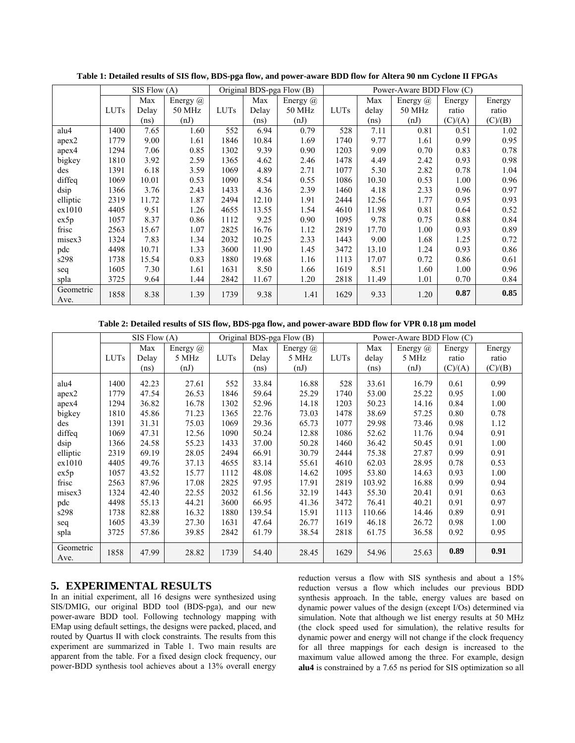**Table 1: Detailed results of SIS flow, BDS-pga flow, and power-aware BDD flow for Altera 90 nm Cyclone II FPGAs**

| | SIS Flow (A) | | | Original BDS-pga Flow (B) | | | Power-Aware BDD Flow (C) | | | | |
|---|---|---|---|---|---|---|---|---|---|---|---|
| | LUTs | Max Delay (ns) | Energy @ 50 MHz (nJ) | LUTs | Max Delay (ns) | Energy @ 50 MHz (nJ) | LUTs | Max delay (ns) | Energy @ 50 MHz (nJ) | Energy ratio (C)/(A) | Energy ratio (C)/(B) |
| alu4 | 1400 | 7.65 | 1.60 | 552 | 6.94 | 0.79 | 528 | 7.11 | 0.81 | 0.51 | 1.02 |
| apex2 | 1779 | 9.00 | 1.61 | 1846 | 10.84 | 1.69 | 1740 | 9.77 | 1.61 | 0.99 | 0.95 |
| apex4 | 1294 | 7.06 | 0.85 | 1302 | 9.39 | 0.90 | 1203 | 9.09 | 0.70 | 0.83 | 0.78 |
| bigkey | 1810 | 3.92 | 2.59 | 1365 | 4.62 | 2.46 | 1478 | 4.49 | 2.42 | 0.93 | 0.98 |
| des | 1391 | 6.18 | 3.59 | 1069 | 4.89 | 2.71 | 1077 | 5.30 | 2.82 | 0.78 | 1.04 |
| diffeq | 1069 | 10.01 | 0.53 | 1090 | 8.54 | 0.55 | 1086 | 10.30 | 0.53 | 1.00 | 0.96 |
| dsip | 1366 | 3.76 | 2.43 | 1433 | 4.36 | 2.39 | 1460 | 4.18 | 2.33 | 0.96 | 0.97 |
| elliptic | 2319 | 11.72 | 1.87 | 2494 | 12.10 | 1.91 | 2444 | 12.56 | 1.77 | 0.95 | 0.93 |
| ex1010 | 4405 | 9.51 | 1.26 | 4655 | 13.55 | 1.54 | 4610 | 11.98 | 0.81 | 0.64 | 0.52 |
| ex5p | 1057 | 8.37 | 0.86 | 1112 | 9.25 | 0.90 | 1095 | 9.78 | 0.75 | 0.88 | 0.84 |
| frisc | 2563 | 15.67 | 1.07 | 2825 | 16.76 | 1.12 | 2819 | 17.70 | 1.00 | 0.93 | 0.89 |
| misex3 | 1324 | 7.83 | 1.34 | 2032 | 10.25 | 2.33 | 1443 | 9.00 | 1.68 | 1.25 | 0.72 |
| pdc | 4498 | 10.71 | 1.33 | 3600 | 11.90 | 1.45 | 3472 | 13.10 | 1.24 | 0.93 | 0.86 |
| s298 | 1738 | 15.54 | 0.83 | 1880 | 19.68 | 1.16 | 1113 | 17.07 | 0.72 | 0.86 | 0.61 |
| seq | 1605 | 7.30 | 1.61 | 1631 | 8.50 | 1.66 | 1619 | 8.51 | 1.60 | 1.00 | 0.96 |
| spla | 3725 | 9.64 | 1.44 | 2842 | 11.67 | 1.20 | 2818 | 11.49 | 1.01 | 0.70 | 0.84 |
| Geometric Ave. | 1858 | 8.38 | 1.39 | 1739 | 9.38 | 1.41 | 1629 | 9.33 | 1.20 | **0.87** | **0.85** |

**Table 2: Detailed results of SIS flow, BDS-pga flow, and power-aware BDD flow for VPR 0.18 µm model**

| | SIS Flow (A) | | | Original BDS-pga Flow (B) | | | Power-Aware BDD Flow (C) | | | | |
|---|---|---|---|---|---|---|---|---|---|---|---|
| | LUTs | Max Delay (ns) | Energy @ 5 MHz (nJ) | LUTs | Max Delay (ns) | Energy @ 5 MHz (nJ) | LUTs | Max delay (ns) | Energy @ 5 MHz (nJ) | Energy ratio (C)/(A) | Energy ratio (C)/(B) |
| alu4 | 1400 | 42.23 | 27.61 | 552 | 33.84 | 16.88 | 528 | 33.61 | 16.79 | 0.61 | 0.99 |
| apex2 | 1779 | 47.54 | 26.53 | 1846 | 59.64 | 25.29 | 1740 | 53.00 | 25.22 | 0.95 | 1.00 |
| apex4 | 1294 | 36.82 | 16.78 | 1302 | 52.96 | 14.18 | 1203 | 50.23 | 14.16 | 0.84 | 1.00 |
| bigkey | 1810 | 45.86 | 71.23 | 1365 | 22.76 | 73.03 | 1478 | 38.69 | 57.25 | 0.80 | 0.78 |
| des | 1391 | 31.31 | 75.03 | 1069 | 29.36 | 65.73 | 1077 | 29.98 | 73.46 | 0.98 | 1.12 |
| diffeq | 1069 | 47.31 | 12.56 | 1090 | 50.24 | 12.88 | 1086 | 52.62 | 11.76 | 0.94 | 0.91 |
| dsip | 1366 | 24.58 | 55.23 | 1433 | 37.00 | 50.28 | 1460 | 36.42 | 50.45 | 0.91 | 1.00 |
| elliptic | 2319 | 69.19 | 28.05 | 2494 | 66.91 | 30.79 | 2444 | 75.38 | 27.87 | 0.99 | 0.91 |
| ex1010 | 4405 | 49.76 | 37.13 | 4655 | 83.14 | 55.61 | 4610 | 62.03 | 28.95 | 0.78 | 0.53 |
| ex5p | 1057 | 43.52 | 15.77 | 1112 | 48.08 | 14.62 | 1095 | 53.80 | 14.63 | 0.93 | 1.00 |
| frisc | 2563 | 87.96 | 17.08 | 2825 | 97.95 | 17.91 | 2819 | 103.92 | 16.88 | 0.99 | 0.94 |
| misex3 | 1324 | 42.40 | 22.55 | 2032 | 61.56 | 32.19 | 1443 | 55.30 | 20.41 | 0.91 | 0.63 |
| pdc | 4498 | 55.13 | 44.21 | 3600 | 66.95 | 41.36 | 3472 | 76.41 | 40.21 | 0.91 | 0.97 |
| s298 | 1738 | 82.88 | 16.32 | 1880 | 139.54 | 15.91 | 1113 | 110.66 | 14.46 | 0.89 | 0.91 |
| seq | 1605 | 43.39 | 27.30 | 1631 | 47.64 | 26.77 | 1619 | 46.18 | 26.72 | 0.98 | 1.00 |
| spla | 3725 | 57.86 | 39.85 | 2842 | 61.79 | 38.54 | 2818 | 61.75 | 36.58 | 0.92 | 0.95 |
| Geometric Ave. | 1858 | 47.99 | 28.82 | 1739 | 54.40 | 28.45 | 1629 | 54.96 | 25.63 | **0.89** | **0.91** |

## 5. EXPERIMENTAL RESULTS

In an initial experiment, all 16 designs were synthesized using SIS/DMIG, our original BDD tool (BDS-pga), and our new power-aware BDD tool. Following technology mapping with EMap using default settings, the designs were packed, placed, and routed by Quartus II with clock constraints. The results from this experiment are summarized in Table 1. Two main results are apparent from the table. For a fixed design clock frequency, our power-BDD synthesis tool achieves about a 13% overall energy reduction versus a flow with SIS synthesis and about a 15% reduction versus a flow which includes our previous BDD synthesis approach. In the table, energy values are based on dynamic power values of the design (except I/Os) determined via simulation. Note that although we list energy results at 50 MHz (the clock speed used for simulation), the relative results for dynamic power and energy will not change if the clock frequency for all three mappings for each design is increased to the maximum value allowed among the three. For example, design **alu4** is constrained by a 7.65 ns period for SIS optimization so all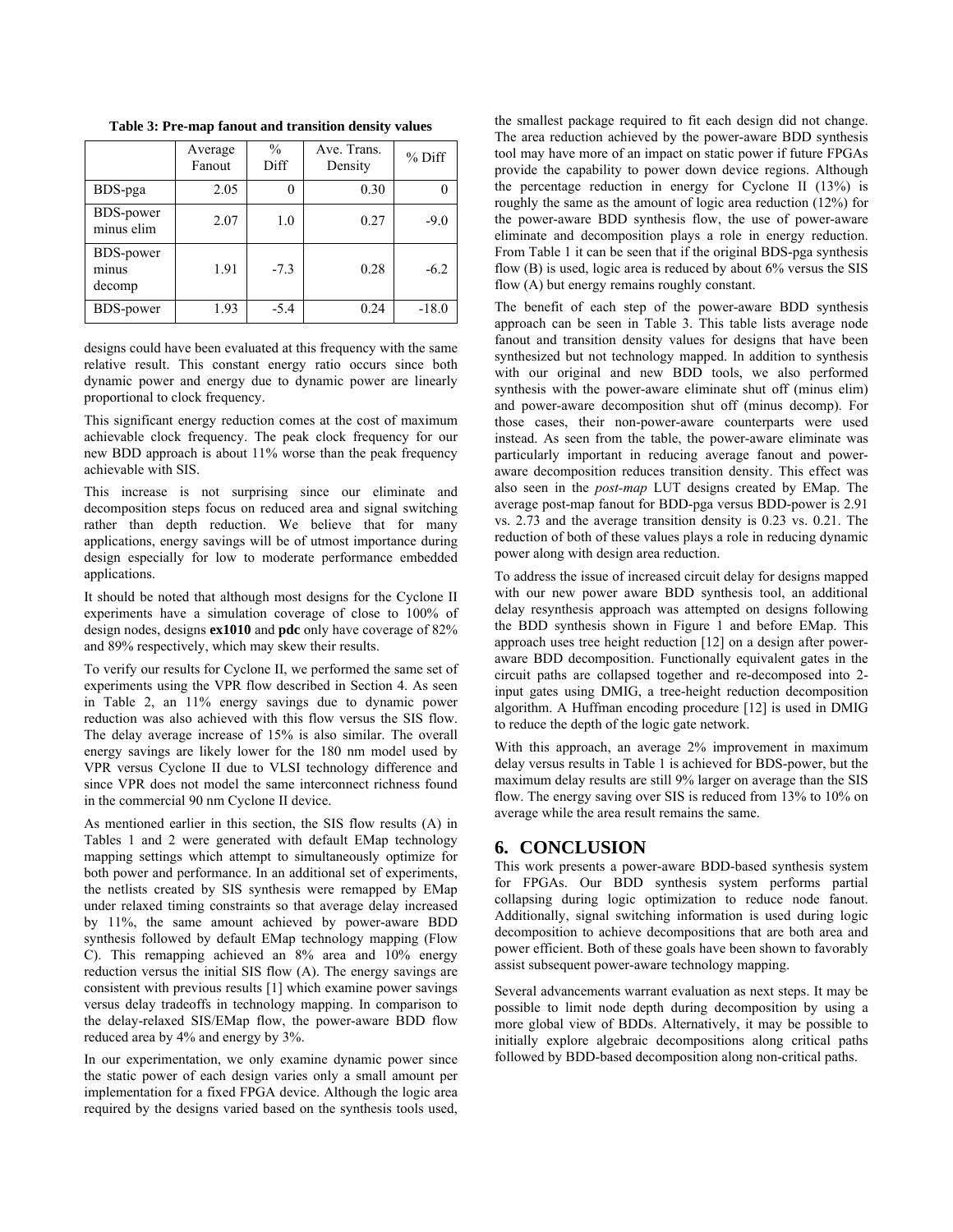**Table 3: Pre-map fanout and transition density values**

| | Average Fanout | % Diff | Ave. Trans. Density | % Diff |
|---|---|---|---|---|
| BDS-pga | 2.05 | 0 | 0.30 | 0 |
| BDS-power minus elim | 2.07 | 1.0 | 0.27 | -9.0 |
| BDS-power minus decomp | 1.91 | -7.3 | 0.28 | -6.2 |
| BDS-power | 1.93 | -5.4 | 0.24 | -18.0 |

designs could have been evaluated at this frequency with the same relative result. This constant energy ratio occurs since both dynamic power and energy due to dynamic power are linearly proportional to clock frequency.

This significant energy reduction comes at the cost of maximum achievable clock frequency. The peak clock frequency for our new BDD approach is about 11% worse than the peak frequency achievable with SIS.

This increase is not surprising since our eliminate and decomposition steps focus on reduced area and signal switching rather than depth reduction. We believe that for many applications, energy savings will be of utmost importance during design especially for low to moderate performance embedded applications.

It should be noted that although most designs for the Cyclone II experiments have a simulation coverage of close to 100% of design nodes, designs **ex1010** and **pdc** only have coverage of 82% and 89% respectively, which may skew their results.

To verify our results for Cyclone II, we performed the same set of experiments using the VPR flow described in Section 4. As seen in Table 2, an 11% energy savings due to dynamic power reduction was also achieved with this flow versus the SIS flow. The delay average increase of 15% is also similar. The overall energy savings are likely lower for the 180 nm model used by VPR versus Cyclone II due to VLSI technology difference and since VPR does not model the same interconnect richness found in the commercial 90 nm Cyclone II device.

As mentioned earlier in this section, the SIS flow results (A) in Tables 1 and 2 were generated with default EMap technology mapping settings which attempt to simultaneously optimize for both power and performance. In an additional set of experiments, the netlists created by SIS synthesis were remapped by EMap under relaxed timing constraints so that average delay increased by 11%, the same amount achieved by power-aware BDD synthesis followed by default EMap technology mapping (Flow C). This remapping achieved an 8% area and 10% energy reduction versus the initial SIS flow (A). The energy savings are consistent with previous results [1] which examine power savings versus delay tradeoffs in technology mapping. In comparison to the delay-relaxed SIS/EMap flow, the power-aware BDD flow reduced area by 4% and energy by 3%.

In our experimentation, we only examine dynamic power since the static power of each design varies only a small amount per implementation for a fixed FPGA device. Although the logic area required by the designs varied based on the synthesis tools used, the smallest package required to fit each design did not change. The area reduction achieved by the power-aware BDD synthesis tool may have more of an impact on static power if future FPGAs provide the capability to power down device regions. Although the percentage reduction in energy for Cyclone II (13%) is roughly the same as the amount of logic area reduction (12%) for the power-aware BDD synthesis flow, the use of power-aware eliminate and decomposition plays a role in energy reduction. From Table 1 it can be seen that if the original BDS-pga synthesis flow (B) is used, logic area is reduced by about 6% versus the SIS flow (A) but energy remains roughly constant.

The benefit of each step of the power-aware BDD synthesis approach can be seen in Table 3. This table lists average node fanout and transition density values for designs that have been synthesized but not technology mapped. In addition to synthesis with our original and new BDD tools, we also performed synthesis with the power-aware eliminate shut off (minus elim) and power-aware decomposition shut off (minus decomp). For those cases, their non-power-aware counterparts were used instead. As seen from the table, the power-aware eliminate was particularly important in reducing average fanout and power-aware decomposition reduces transition density. This effect was also seen in the *post-map* LUT designs created by EMap. The average post-map fanout for BDD-pga versus BDD-power is 2.91 vs. 2.73 and the average transition density is 0.23 vs. 0.21. The reduction of both of these values plays a role in reducing dynamic power along with design area reduction.

To address the issue of increased circuit delay for designs mapped with our new power aware BDD synthesis tool, an additional delay resynthesis approach was attempted on designs following the BDD synthesis shown in Figure 1 and before EMap. This approach uses tree height reduction [12] on a design after power-aware BDD decomposition. Functionally equivalent gates in the circuit paths are collapsed together and re-decomposed into 2-input gates using DMIG, a tree-height reduction decomposition algorithm. A Huffman encoding procedure [12] is used in DMIG to reduce the depth of the logic gate network.

With this approach, an average 2% improvement in maximum delay versus results in Table 1 is achieved for BDS-power, but the maximum delay results are still 9% larger on average than the SIS flow. The energy saving over SIS is reduced from 13% to 10% on average while the area result remains the same.

## 6. CONCLUSION

This work presents a power-aware BDD-based synthesis system for FPGAs. Our BDD synthesis system performs partial collapsing during logic optimization to reduce node fanout. Additionally, signal switching information is used during logic decomposition to achieve decompositions that are both area and power efficient. Both of these goals have been shown to favorably assist subsequent power-aware technology mapping.

Several advancements warrant evaluation as next steps. It may be possible to limit node depth during decomposition by using a more global view of BDDs. Alternatively, it may be possible to initially explore algebraic decompositions along critical paths followed by BDD-based decomposition along non-critical paths.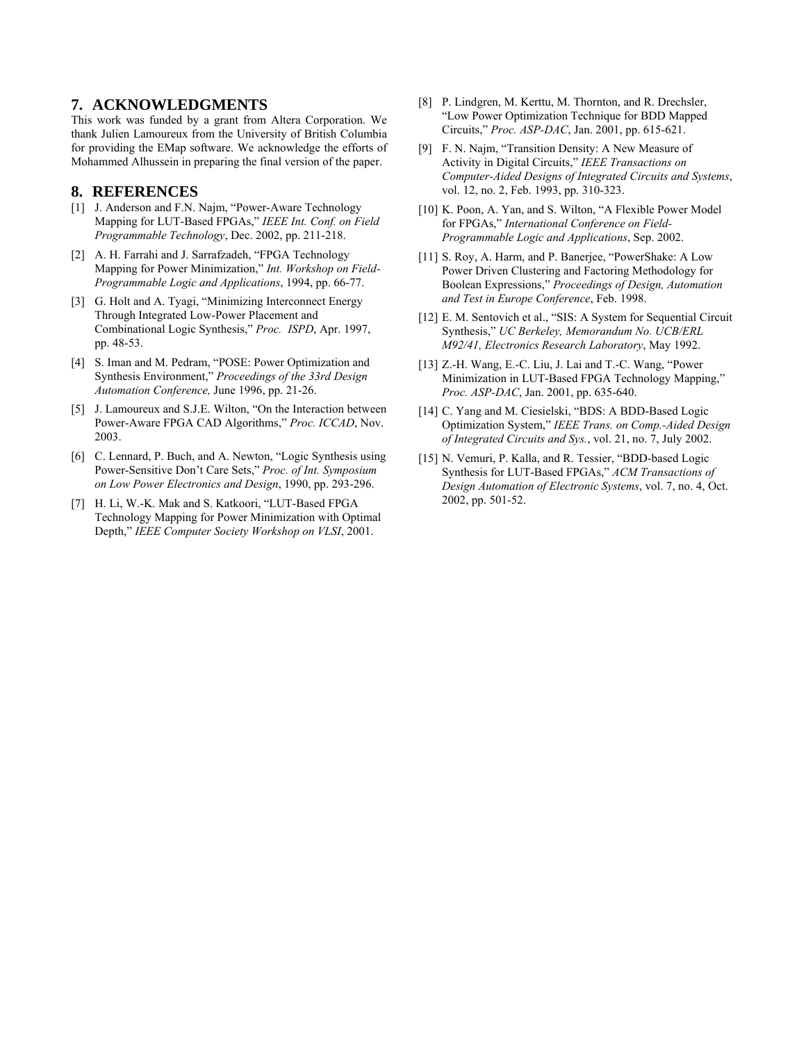## 7. ACKNOWLEDGMENTS

This work was funded by a grant from Altera Corporation. We thank Julien Lamoureux from the University of British Columbia for providing the EMap software. We acknowledge the efforts of Mohammed Alhussein in preparing the final version of the paper.

## 8. REFERENCES

[1] J. Anderson and F.N. Najm, "Power-Aware Technology Mapping for LUT-Based FPGAs," *IEEE Int. Conf. on Field Programmable Technology*, Dec. 2002, pp. 211-218.

[2] A. H. Farrahi and J. Sarrafzadeh, "FPGA Technology Mapping for Power Minimization," *Int. Workshop on Field-Programmable Logic and Applications*, 1994, pp. 66-77.

[3] G. Holt and A. Tyagi, "Minimizing Interconnect Energy Through Integrated Low-Power Placement and Combinational Logic Synthesis," *Proc. ISPD*, Apr. 1997, pp. 48-53.

[4] S. Iman and M. Pedram, "POSE: Power Optimization and Synthesis Environment," *Proceedings of the 33rd Design Automation Conference,* June 1996, pp. 21-26.

[5] J. Lamoureux and S.J.E. Wilton, "On the Interaction between Power-Aware FPGA CAD Algorithms," *Proc. ICCAD*, Nov. 2003.

[6] C. Lennard, P. Buch, and A. Newton, "Logic Synthesis using Power-Sensitive Don't Care Sets," *Proc. of Int. Symposium on Low Power Electronics and Design*, 1990, pp. 293-296.

[7] H. Li, W.-K. Mak and S. Katkoori, "LUT-Based FPGA Technology Mapping for Power Minimization with Optimal Depth," *IEEE Computer Society Workshop on VLSI*, 2001.

[8] P. Lindgren, M. Kerttu, M. Thornton, and R. Drechsler, "Low Power Optimization Technique for BDD Mapped Circuits," *Proc. ASP-DAC*, Jan. 2001, pp. 615-621.

[9] F. N. Najm, "Transition Density: A New Measure of Activity in Digital Circuits," *IEEE Transactions on Computer-Aided Designs of Integrated Circuits and Systems*, vol. 12, no. 2, Feb. 1993, pp. 310-323.

[10] K. Poon, A. Yan, and S. Wilton, "A Flexible Power Model for FPGAs," *International Conference on Field-Programmable Logic and Applications*, Sep. 2002.

[11] S. Roy, A. Harm, and P. Banerjee, "PowerShake: A Low Power Driven Clustering and Factoring Methodology for Boolean Expressions," *Proceedings of Design, Automation and Test in Europe Conference*, Feb. 1998.

[12] E. M. Sentovich et al., "SIS: A System for Sequential Circuit Synthesis," *UC Berkeley, Memorandum No. UCB/ERL M92/41, Electronics Research Laboratory*, May 1992.

[13] Z.-H. Wang, E.-C. Liu, J. Lai and T.-C. Wang, "Power Minimization in LUT-Based FPGA Technology Mapping," *Proc. ASP-DAC*, Jan. 2001, pp. 635-640.

[14] C. Yang and M. Ciesielski, "BDS: A BDD-Based Logic Optimization System," *IEEE Trans. on Comp.-Aided Design of Integrated Circuits and Sys.*, vol. 21, no. 7, July 2002.

[15] N. Vemuri, P. Kalla, and R. Tessier, "BDD-based Logic Synthesis for LUT-Based FPGAs," *ACM Transactions of Design Automation of Electronic Systems*, vol. 7, no. 4, Oct. 2002, pp. 501-52.